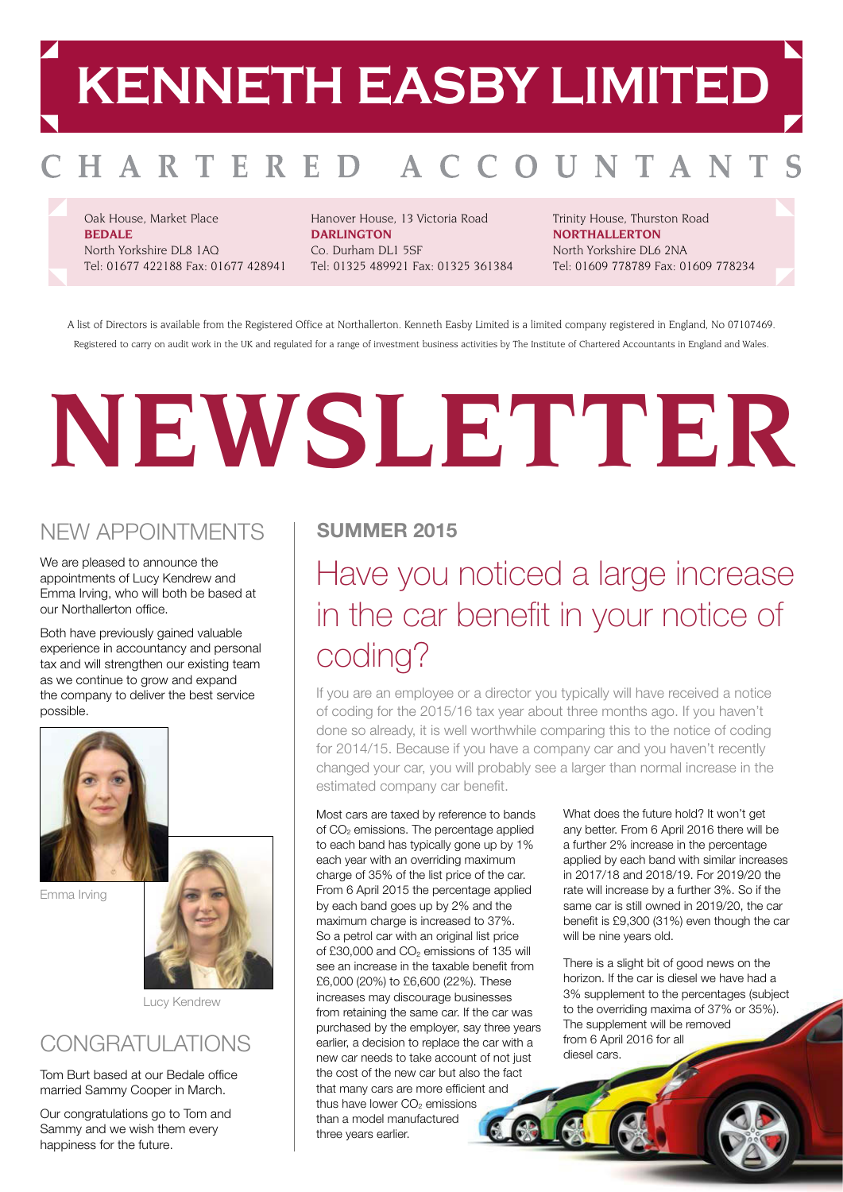# KENNETH EASBY LIMITED

## CHARTERED ACCOUNTANTS

Oak House, Market Place
**BEDALE**
North Yorkshire DL8 1AQ
Tel: 01677 422188 Fax: 01677 428941

Hanover House, 13 Victoria Road
**DARLINGTON**
Co. Durham DL1 5SF
Tel: 01325 489921 Fax: 01325 361384

Trinity House, Thurston Road
**NORTHALLERTON**
North Yorkshire DL6 2NA
Tel: 01609 778789 Fax: 01609 778234

A list of Directors is available from the Registered Office at Northallerton. Kenneth Easby Limited is a limited company registered in England, No 07107469. Registered to carry on audit work in the UK and regulated for a range of investment business activities by The Institute of Chartered Accountants in England and Wales.

# NEWSLETTER

## NEW APPOINTMENTS

We are pleased to announce the appointments of Lucy Kendrew and Emma Irving, who will both be based at our Northallerton office.

Both have previously gained valuable experience in accountancy and personal tax and will strengthen our existing team as we continue to grow and expand the company to deliver the best service possible.

Emma Irving

Lucy Kendrew

## CONGRATULATIONS

Tom Burt based at our Bedale office married Sammy Cooper in March.

Our congratulations go to Tom and Sammy and we wish them every happiness for the future.

**SUMMER 2015**

## Have you noticed a large increase in the car benefit in your notice of coding?

If you are an employee or a director you typically will have received a notice of coding for the 2015/16 tax year about three months ago. If you haven't done so already, it is well worthwhile comparing this to the notice of coding for 2014/15. Because if you have a company car and you haven't recently changed your car, you will probably see a larger than normal increase in the estimated company car benefit.

Most cars are taxed by reference to bands of $CO_2$ emissions. The percentage applied to each band has typically gone up by 1% each year with an overriding maximum charge of 35% of the list price of the car. From 6 April 2015 the percentage applied by each band goes up by 2% and the maximum charge is increased to 37%. So a petrol car with an original list price of £30,000 and $CO_2$ emissions of 135 will see an increase in the taxable benefit from £6,000 (20%) to £6,600 (22%). These increases may discourage businesses from retaining the same car. If the car was purchased by the employer, say three years earlier, a decision to replace the car with a new car needs to take account of not just the cost of the new car but also the fact that many cars are more efficient and thus have lower $CO_2$ emissions than a model manufactured three years earlier.

What does the future hold? It won't get any better. From 6 April 2016 there will be a further 2% increase in the percentage applied by each band with similar increases in 2017/18 and 2018/19. For 2019/20 the rate will increase by a further 3%. So if the same car is still owned in 2019/20, the car benefit is £9,300 (31%) even though the car will be nine years old.

There is a slight bit of good news on the horizon. If the car is diesel we have had a 3% supplement to the percentages (subject to the overriding maxima of 37% or 35%). The supplement will be removed from 6 April 2016 for all diesel cars.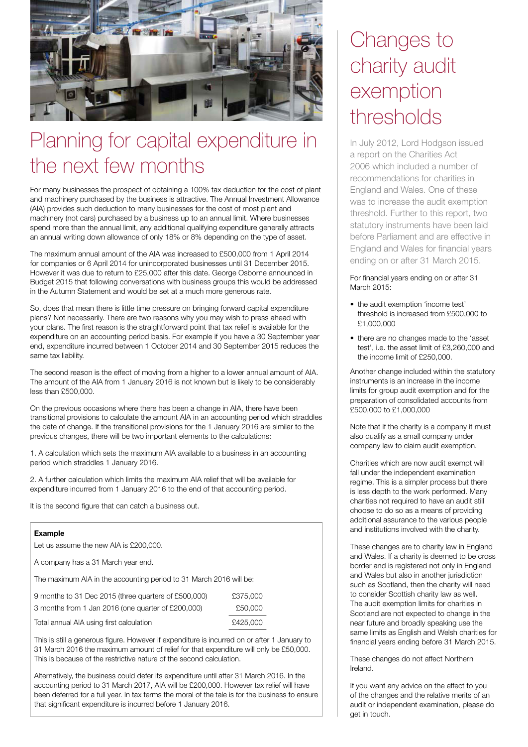# Planning for capital expenditure in the next few months

For many businesses the prospect of obtaining a 100% tax deduction for the cost of plant and machinery purchased by the business is attractive. The Annual Investment Allowance (AIA) provides such deduction to many businesses for the cost of most plant and machinery (not cars) purchased by a business up to an annual limit. Where businesses spend more than the annual limit, any additional qualifying expenditure generally attracts an annual writing down allowance of only 18% or 8% depending on the type of asset.

The maximum annual amount of the AIA was increased to £500,000 from 1 April 2014 for companies or 6 April 2014 for unincorporated businesses until 31 December 2015. However it was due to return to £25,000 after this date. George Osborne announced in Budget 2015 that following conversations with business groups this would be addressed in the Autumn Statement and would be set at a much more generous rate.

So, does that mean there is little time pressure on bringing forward capital expenditure plans? Not necessarily. There are two reasons why you may wish to press ahead with your plans. The first reason is the straightforward point that tax relief is available for the expenditure on an accounting period basis. For example if you have a 30 September year end, expenditure incurred between 1 October 2014 and 30 September 2015 reduces the same tax liability.

The second reason is the effect of moving from a higher to a lower annual amount of AIA. The amount of the AIA from 1 January 2016 is not known but is likely to be considerably less than £500,000.

On the previous occasions where there has been a change in AIA, there have been transitional provisions to calculate the amount AIA in an accounting period which straddles the date of change. If the transitional provisions for the 1 January 2016 are similar to the previous changes, there will be two important elements to the calculations:

1. A calculation which sets the maximum AIA available to a business in an accounting period which straddles 1 January 2016.

2. A further calculation which limits the maximum AIA relief that will be available for expenditure incurred from 1 January 2016 to the end of that accounting period.

It is the second figure that can catch a business out.

**Example**

Let us assume the new AIA is £200,000.

A company has a 31 March year end.

The maximum AIA in the accounting period to 31 March 2016 will be:

| | |
|---|---|
| 9 months to 31 Dec 2015 (three quarters of £500,000) | £375,000 |
| 3 months from 1 Jan 2016 (one quarter of £200,000) | £50,000 |
| Total annual AIA using first calculation | £425,000 |

This is still a generous figure. However if expenditure is incurred on or after 1 January to 31 March 2016 the maximum amount of relief for that expenditure will only be £50,000. This is because of the restrictive nature of the second calculation.

Alternatively, the business could defer its expenditure until after 31 March 2016. In the accounting period to 31 March 2017, AIA will be £200,000. However tax relief will have been deferred for a full year. In tax terms the moral of the tale is for the business to ensure that significant expenditure is incurred before 1 January 2016.

# Changes to charity audit exemption thresholds

In July 2012, Lord Hodgson issued a report on the Charities Act 2006 which included a number of recommendations for charities in England and Wales. One of these was to increase the audit exemption threshold. Further to this report, two statutory instruments have been laid before Parliament and are effective in England and Wales for financial years ending on or after 31 March 2015.

For financial years ending on or after 31 March 2015:

- the audit exemption 'income test' threshold is increased from £500,000 to £1,000,000
- there are no changes made to the 'asset test', i.e. the asset limit of £3,260,000 and the income limit of £250,000.

Another change included within the statutory instruments is an increase in the income limits for group audit exemption and for the preparation of consolidated accounts from £500,000 to £1,000,000

Note that if the charity is a company it must also qualify as a small company under company law to claim audit exemption.

Charities which are now audit exempt will fall under the independent examination regime. This is a simpler process but there is less depth to the work performed. Many charities not required to have an audit still choose to do so as a means of providing additional assurance to the various people and institutions involved with the charity.

These changes are to charity law in England and Wales. If a charity is deemed to be cross border and is registered not only in England and Wales but also in another jurisdiction such as Scotland, then the charity will need to consider Scottish charity law as well. The audit exemption limits for charities in Scotland are not expected to change in the near future and broadly speaking use the same limits as English and Welsh charities for financial years ending before 31 March 2015.

These changes do not affect Northern Ireland.

If you want any advice on the effect to you of the changes and the relative merits of an audit or independent examination, please do get in touch.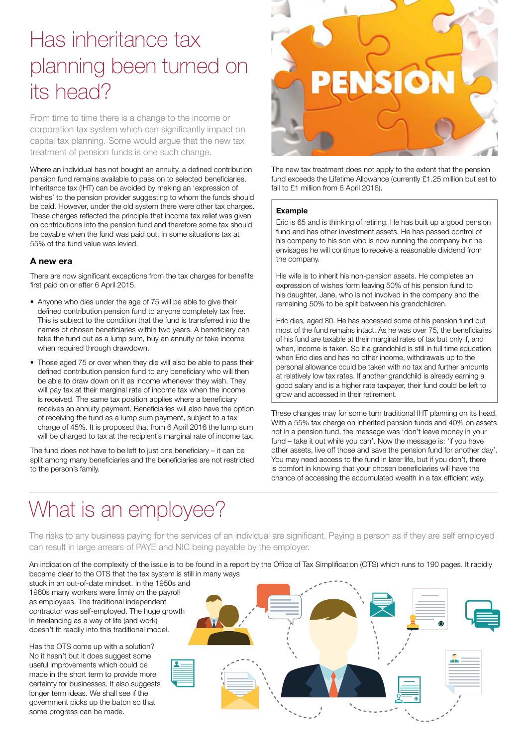# Has inheritance tax planning been turned on its head?

From time to time there is a change to the income or corporation tax system which can significantly impact on capital tax planning. Some would argue that the new tax treatment of pension funds is one such change.

Where an individual has not bought an annuity, a defined contribution pension fund remains available to pass on to selected beneficiaries. Inheritance tax (IHT) can be avoided by making an 'expression of wishes' to the pension provider suggesting to whom the funds should be paid. However, under the old system there were other tax charges. These charges reflected the principle that income tax relief was given on contributions into the pension fund and therefore some tax should be payable when the fund was paid out. In some situations tax at 55% of the fund value was levied.

### A new era

There are now significant exceptions from the tax charges for benefits first paid on or after 6 April 2015.

- Anyone who dies under the age of 75 will be able to give their defined contribution pension fund to anyone completely tax free. This is subject to the condition that the fund is transferred into the names of chosen beneficiaries within two years. A beneficiary can take the fund out as a lump sum, buy an annuity or take income when required through drawdown.
- Those aged 75 or over when they die will also be able to pass their defined contribution pension fund to any beneficiary who will then be able to draw down on it as income whenever they wish. They will pay tax at their marginal rate of income tax when the income is received. The same tax position applies where a beneficiary receives an annuity payment. Beneficiaries will also have the option of receiving the fund as a lump sum payment, subject to a tax charge of 45%. It is proposed that from 6 April 2016 the lump sum will be charged to tax at the recipient's marginal rate of income tax.

The fund does not have to be left to just one beneficiary – it can be split among many beneficiaries and the beneficiaries are not restricted to the person's family.

The new tax treatment does not apply to the extent that the pension fund exceeds the Lifetime Allowance (currently £1.25 million but set to fall to £1 million from 6 April 2016).

**Example**

Eric is 65 and is thinking of retiring. He has built up a good pension fund and has other investment assets. He has passed control of his company to his son who is now running the company but he envisages he will continue to receive a reasonable dividend from the company.

His wife is to inherit his non-pension assets. He completes an expression of wishes form leaving 50% of his pension fund to his daughter, Jane, who is not involved in the company and the remaining 50% to be split between his grandchildren.

Eric dies, aged 80. He has accessed some of his pension fund but most of the fund remains intact. As he was over 75, the beneficiaries of his fund are taxable at their marginal rates of tax but only if, and when, income is taken. So if a grandchild is still in full time education when Eric dies and has no other income, withdrawals up to the personal allowance could be taken with no tax and further amounts at relatively low tax rates. If another grandchild is already earning a good salary and is a higher rate taxpayer, their fund could be left to grow and accessed in their retirement.

These changes may for some turn traditional IHT planning on its head. With a 55% tax charge on inherited pension funds and 40% on assets not in a pension fund, the message was 'don't leave money in your fund – take it out while you can'. Now the message is: 'if you have other assets, live off those and save the pension fund for another day'. You may need access to the fund in later life, but if you don't, there is comfort in knowing that your chosen beneficiaries will have the chance of accessing the accumulated wealth in a tax efficient way.

# What is an employee?

The risks to any business paying for the services of an individual are significant. Paying a person as if they are self employed can result in large arrears of PAYE and NIC being payable by the employer.

An indication of the complexity of the issue is to be found in a report by the Office of Tax Simplification (OTS) which runs to 190 pages. It rapidly became clear to the OTS that the tax system is still in many ways stuck in an out-of-date mindset. In the 1950s and 1960s many workers were firmly on the payroll as employees. The traditional independent contractor was self-employed. The huge growth in freelancing as a way of life (and work) doesn't fit readily into this traditional model.

Has the OTS come up with a solution? No it hasn't but it does suggest some useful improvements which could be made in the short term to provide more certainty for businesses. It also suggests longer term ideas. We shall see if the government picks up the baton so that some progress can be made.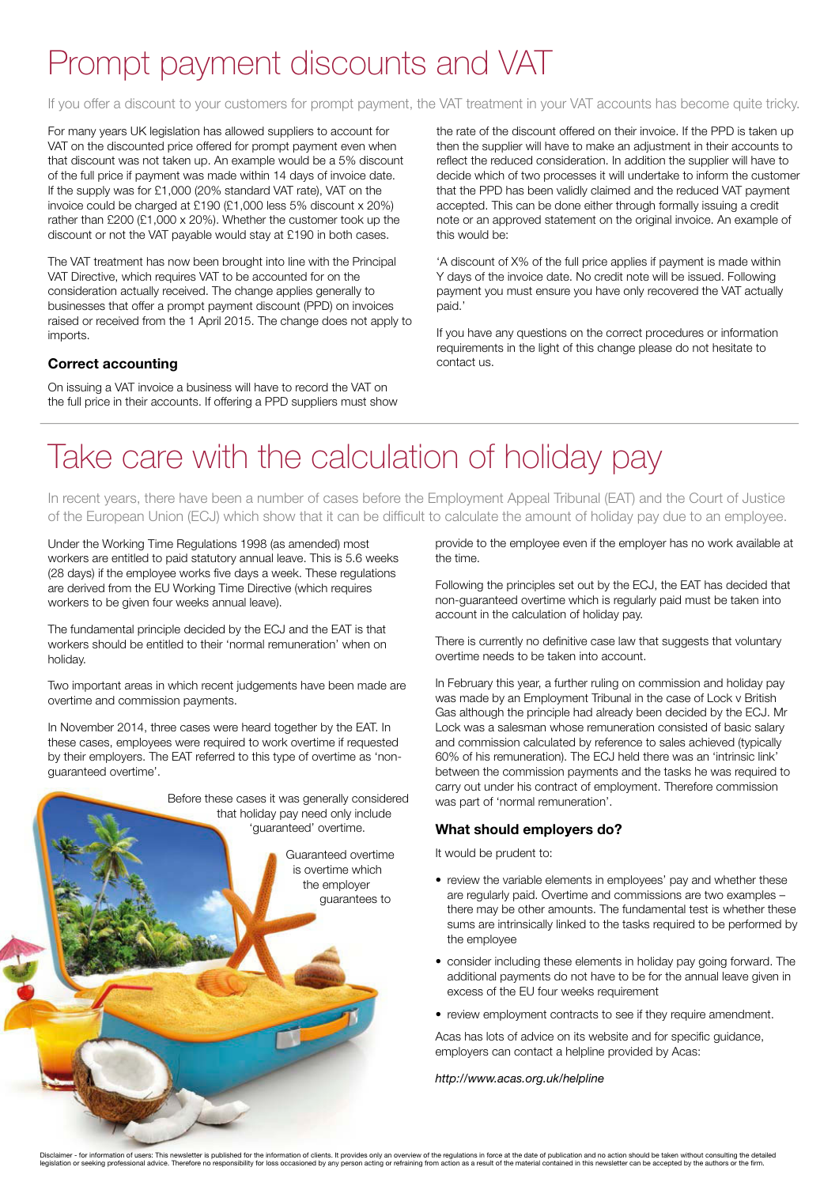# Prompt payment discounts and VAT

If you offer a discount to your customers for prompt payment, the VAT treatment in your VAT accounts has become quite tricky.

For many years UK legislation has allowed suppliers to account for VAT on the discounted price offered for prompt payment even when that discount was not taken up. An example would be a 5% discount of the full price if payment was made within 14 days of invoice date. If the supply was for £1,000 (20% standard VAT rate), VAT on the invoice could be charged at £190 (£1,000 less 5% discount x 20%) rather than £200 (£1,000 x 20%). Whether the customer took up the discount or not the VAT payable would stay at £190 in both cases.

The VAT treatment has now been brought into line with the Principal VAT Directive, which requires VAT to be accounted for on the consideration actually received. The change applies generally to businesses that offer a prompt payment discount (PPD) on invoices raised or received from the 1 April 2015. The change does not apply to imports.

### Correct accounting

On issuing a VAT invoice a business will have to record the VAT on the full price in their accounts. If offering a PPD suppliers must show the rate of the discount offered on their invoice. If the PPD is taken up then the supplier will have to make an adjustment in their accounts to reflect the reduced consideration. In addition the supplier will have to decide which of two processes it will undertake to inform the customer that the PPD has been validly claimed and the reduced VAT payment accepted. This can be done either through formally issuing a credit note or an approved statement on the original invoice. An example of this would be:

'A discount of X% of the full price applies if payment is made within Y days of the invoice date. No credit note will be issued. Following payment you must ensure you have only recovered the VAT actually paid.'

If you have any questions on the correct procedures or information requirements in the light of this change please do not hesitate to contact us.

# Take care with the calculation of holiday pay

In recent years, there have been a number of cases before the Employment Appeal Tribunal (EAT) and the Court of Justice of the European Union (ECJ) which show that it can be difficult to calculate the amount of holiday pay due to an employee.

Under the Working Time Regulations 1998 (as amended) most workers are entitled to paid statutory annual leave. This is 5.6 weeks (28 days) if the employee works five days a week. These regulations are derived from the EU Working Time Directive (which requires workers to be given four weeks annual leave).

The fundamental principle decided by the ECJ and the EAT is that workers should be entitled to their 'normal remuneration' when on holiday.

Two important areas in which recent judgements have been made are overtime and commission payments.

In November 2014, three cases were heard together by the EAT. In these cases, employees were required to work overtime if requested by their employers. The EAT referred to this type of overtime as 'non-guaranteed overtime'.

Before these cases it was generally considered that holiday pay need only include 'guaranteed' overtime.

Guaranteed overtime is overtime which the employer guarantees to provide to the employee even if the employer has no work available at the time.

Following the principles set out by the ECJ, the EAT has decided that non-guaranteed overtime which is regularly paid must be taken into account in the calculation of holiday pay.

There is currently no definitive case law that suggests that voluntary overtime needs to be taken into account.

In February this year, a further ruling on commission and holiday pay was made by an Employment Tribunal in the case of Lock v British Gas although the principle had already been decided by the ECJ. Mr Lock was a salesman whose remuneration consisted of basic salary and commission calculated by reference to sales achieved (typically 60% of his remuneration). The ECJ held there was an 'intrinsic link' between the commission payments and the tasks he was required to carry out under his contract of employment. Therefore commission was part of 'normal remuneration'.

### What should employers do?

It would be prudent to:

- review the variable elements in employees' pay and whether these are regularly paid. Overtime and commissions are two examples – there may be other amounts. The fundamental test is whether these sums are intrinsically linked to the tasks required to be performed by the employee
- consider including these elements in holiday pay going forward. The additional payments do not have to be for the annual leave given in excess of the EU four weeks requirement
- review employment contracts to see if they require amendment.

Acas has lots of advice on its website and for specific guidance, employers can contact a helpline provided by Acas:

*http://www.acas.org.uk/helpline*

Disclaimer - for information of users: This newsletter is published for the information of clients. It provides only an overview of the regulations in force at the date of publication and no action should be taken without consulting the detailed legislation or seeking professional advice. Therefore no responsibility for loss occasioned by any person acting or refraining from action as a result of the material contained in this newsletter can be accepted by the authors or the firm.